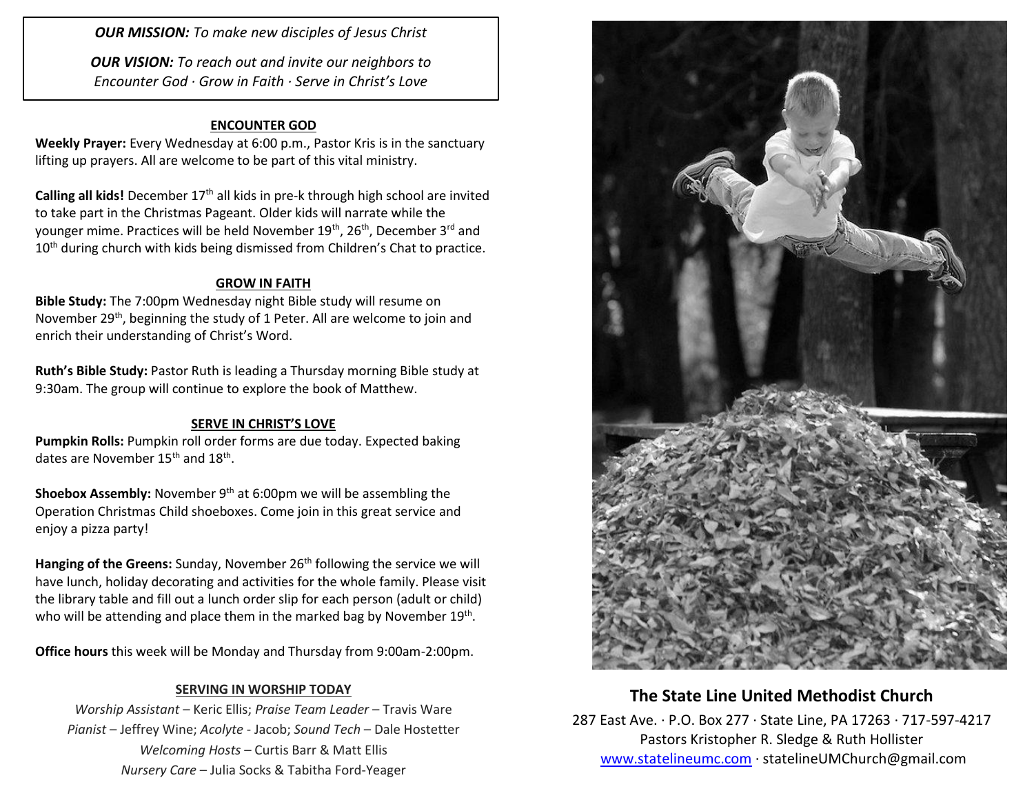*OUR MISSION: To make new disciples of Jesus Christ*

*OUR VISION: To reach out and invite our neighbors to Encounter God · Grow in Faith · Serve in Christ's Love*

## ENCOUNTER GOD

**Weekly Prayer:** Every Wednesday at 6:00 p.m., Pastor Kris is in the sanctuary lifting up prayers. All are welcome to be part of this vital ministry.

**Calling all kids!** December 17th all kids in pre-k through high school are invited to take part in the Christmas Pageant. Older kids will narrate while the younger mime. Practices will be held November 19th, 26th, December 3rd and 10th during church with kids being dismissed from Children's Chat to practice.

## GROW IN FAITH

**Bible Study:** The 7:00pm Wednesday night Bible study will resume on November 29th, beginning the study of 1 Peter. All are welcome to join and enrich their understanding of Christ's Word.

**Ruth's Bible Study:** Pastor Ruth is leading a Thursday morning Bible study at 9:30am. The group will continue to explore the book of Matthew.

## SERVE IN CHRIST'S LOVE

**Pumpkin Rolls:** Pumpkin roll order forms are due today. Expected baking dates are November 15th and 18th.

**Shoebox Assembly:** November 9th at 6:00pm we will be assembling the Operation Christmas Child shoeboxes. Come join in this great service and enjoy a pizza party!

**Hanging of the Greens:** Sunday, November 26th following the service we will have lunch, holiday decorating and activities for the whole family. Please visit the library table and fill out a lunch order slip for each person (adult or child) who will be attending and place them in the marked bag by November 19th.

**Office hours** this week will be Monday and Thursday from 9:00am-2:00pm.

## SERVING IN WORSHIP TODAY

*Worship Assistant* – Keric Ellis; *Praise Team Leader* – Travis Ware
*Pianist* – Jeffrey Wine; *Acolyte* - Jacob; *Sound Tech* – Dale Hostetter
*Welcoming Hosts* – Curtis Barr & Matt Ellis
*Nursery Care* – Julia Socks & Tabitha Ford-Yeager

## The State Line United Methodist Church

287 East Ave. · P.O. Box 277 · State Line, PA 17263 · 717-597-4217
Pastors Kristopher R. Sledge & Ruth Hollister
www.statelineumc.com · statelineUMChurch@gmail.com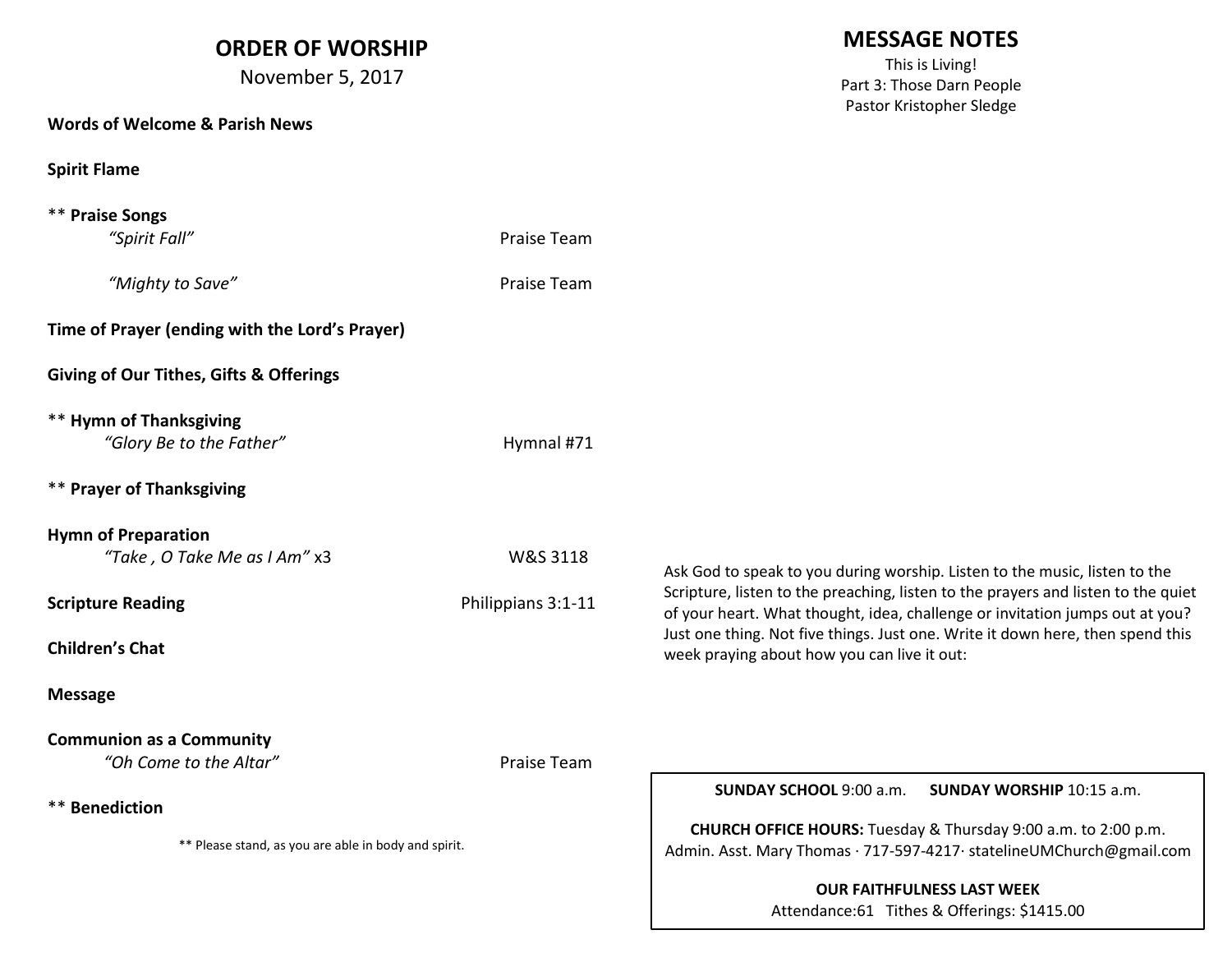## ORDER OF WORSHIP

November 5, 2017

**Words of Welcome & Parish News**

**Spirit Flame**

** **Praise Songs**

*"Spirit Fall"* — Praise Team

*"Mighty to Save"* — Praise Team

**Time of Prayer (ending with the Lord's Prayer)**

**Giving of Our Tithes, Gifts & Offerings**

** **Hymn of Thanksgiving**

*"Glory Be to the Father"* — Hymnal #71

** **Prayer of Thanksgiving**

**Hymn of Preparation**

*"Take , O Take Me as I Am"* x3 — W&S 3118

**Scripture Reading** — Philippians 3:1-11

**Children's Chat**

**Message**

**Communion as a Community**

*"Oh Come to the Altar"* — Praise Team

** **Benediction**

** Please stand, as you are able in body and spirit.

## MESSAGE NOTES

This is Living!
Part 3: Those Darn People
Pastor Kristopher Sledge

Ask God to speak to you during worship. Listen to the music, listen to the Scripture, listen to the preaching, listen to the prayers and listen to the quiet of your heart. What thought, idea, challenge or invitation jumps out at you? Just one thing. Not five things. Just one. Write it down here, then spend this week praying about how you can live it out:

**SUNDAY SCHOOL** 9:00 a.m. **SUNDAY WORSHIP** 10:15 a.m.

**CHURCH OFFICE HOURS:** Tuesday & Thursday 9:00 a.m. to 2:00 p.m.
Admin. Asst. Mary Thomas · 717-597-4217· statelineUMChurch@gmail.com

**OUR FAITHFULNESS LAST WEEK**
Attendance:61 Tithes & Offerings: $1415.00